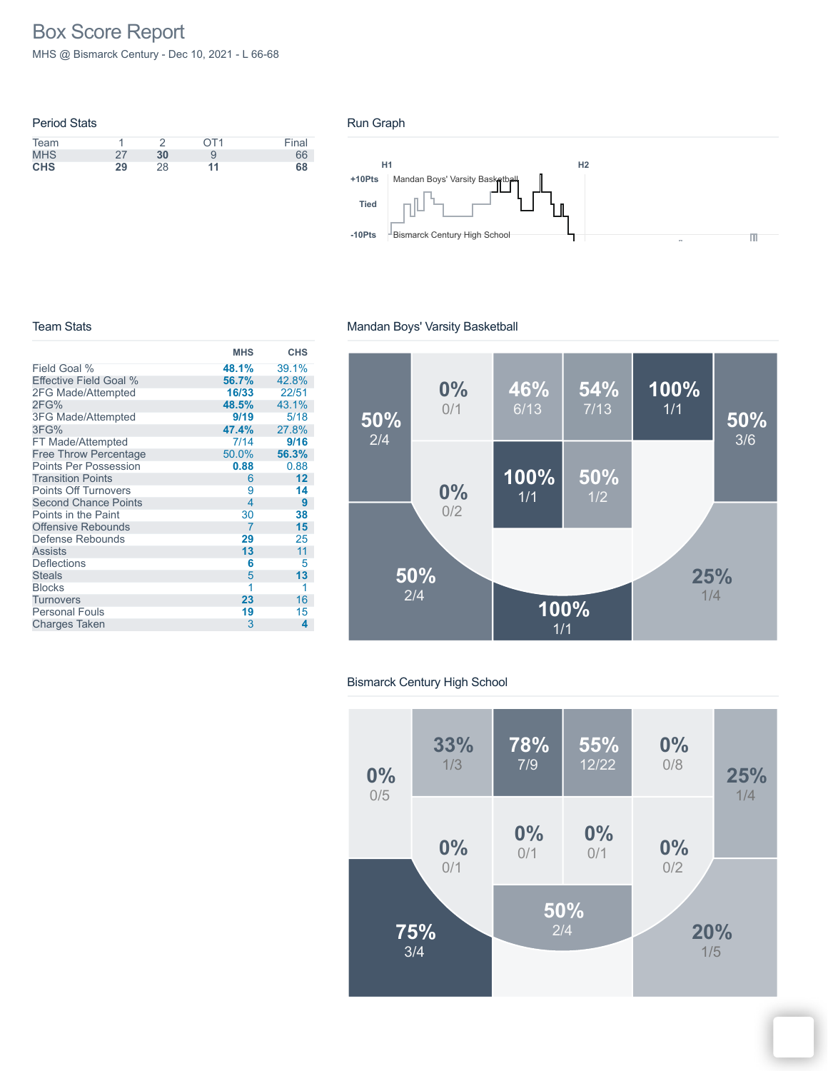# Box Score Report

MHS @ Bismarck Century - Dec 10, 2021 - L 66-68

## Period Stats

| Team | 1 | 2 | OT1 | Final |
|---|---|---|---|---|
| MHS | 27 | **30** | 9 | 66 |
| **CHS** | **29** | 28 | **11** | **68** |

## Run Graph

H1 H2

+10Pts Mandan Boys' Varsity Basketball

Tied

-10Pts Bismarck Century High School

## Team Stats

| | MHS | CHS |
|---|---|---|
| Field Goal % | **48.1%** | 39.1% |
| Effective Field Goal % | **56.7%** | 42.8% |
| 2FG Made/Attempted | **16/33** | 22/51 |
| 2FG% | **48.5%** | 43.1% |
| 3FG Made/Attempted | **9/19** | 5/18 |
| 3FG% | **47.4%** | 27.8% |
| FT Made/Attempted | 7/14 | **9/16** |
| Free Throw Percentage | 50.0% | **56.3%** |
| Points Per Possession | **0.88** | 0.88 |
| Transition Points | 6 | **12** |
| Points Off Turnovers | 9 | **14** |
| Second Chance Points | 4 | **9** |
| Points in the Paint | 30 | **38** |
| Offensive Rebounds | 7 | **15** |
| Defense Rebounds | **29** | 25 |
| Assists | **13** | 11 |
| Deflections | **6** | 5 |
| Steals | 5 | **13** |
| Blocks | 1 | 1 |
| Turnovers | **23** | 16 |
| Personal Fouls | **19** | 15 |
| Charges Taken | 3 | **4** |

## Mandan Boys' Varsity Basketball

50% 2/4
0% 0/1
46% 6/13
54% 7/13
100% 1/1
50% 3/6
0% 0/2
100% 1/1
50% 1/2
50% 2/4
100% 1/1
25% 1/4

## Bismarck Century High School

0% 0/5
33% 1/3
78% 7/9
55% 12/22
0% 0/8
25% 1/4
0% 0/1
0% 0/1
0% 0/1
0% 0/2
50% 2/4
75% 3/4
20% 1/5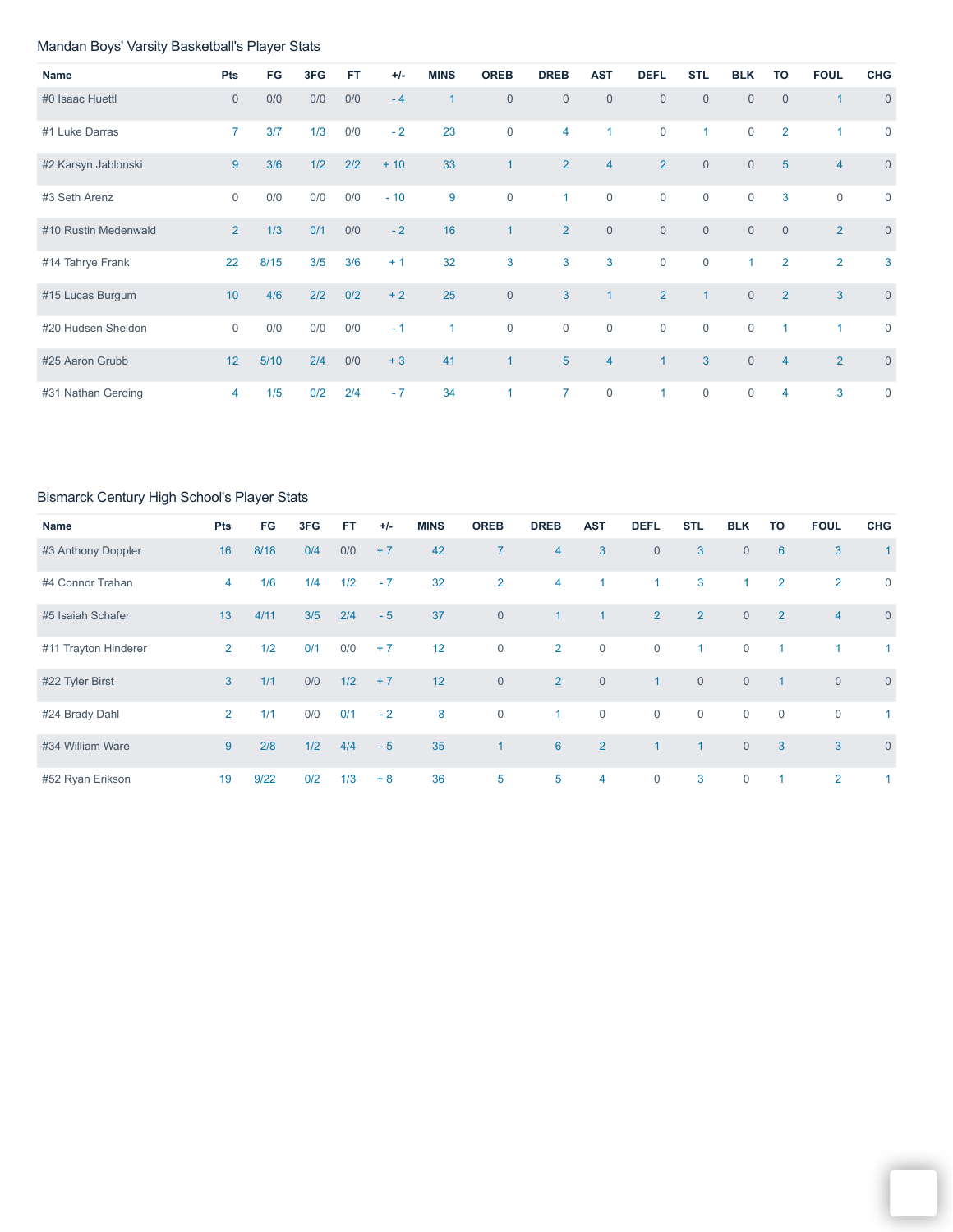Mandan Boys' Varsity Basketball's Player Stats

| Name | Pts | FG | 3FG | FT | +/- | MINS | OREB | DREB | AST | DEFL | STL | BLK | TO | FOUL | CHG |
|---|---|---|---|---|---|---|---|---|---|---|---|---|---|---|---|
| #0 Isaac Huettl | 0 | 0/0 | 0/0 | 0/0 | - 4 | 1 | 0 | 0 | 0 | 0 | 0 | 0 | 0 | 1 | 0 |
| #1 Luke Darras | 7 | 3/7 | 1/3 | 0/0 | - 2 | 23 | 0 | 4 | 1 | 0 | 1 | 0 | 2 | 1 | 0 |
| #2 Karsyn Jablonski | 9 | 3/6 | 1/2 | 2/2 | + 10 | 33 | 1 | 2 | 4 | 2 | 0 | 0 | 5 | 4 | 0 |
| #3 Seth Arenz | 0 | 0/0 | 0/0 | 0/0 | - 10 | 9 | 0 | 1 | 0 | 0 | 0 | 0 | 3 | 0 | 0 |
| #10 Rustin Medenwald | 2 | 1/3 | 0/1 | 0/0 | - 2 | 16 | 1 | 2 | 0 | 0 | 0 | 0 | 0 | 2 | 0 |
| #14 Tahrye Frank | 22 | 8/15 | 3/5 | 3/6 | + 1 | 32 | 3 | 3 | 3 | 0 | 0 | 1 | 2 | 2 | 3 |
| #15 Lucas Burgum | 10 | 4/6 | 2/2 | 0/2 | + 2 | 25 | 0 | 3 | 1 | 2 | 1 | 0 | 2 | 3 | 0 |
| #20 Hudsen Sheldon | 0 | 0/0 | 0/0 | 0/0 | - 1 | 1 | 0 | 0 | 0 | 0 | 0 | 0 | 1 | 1 | 0 |
| #25 Aaron Grubb | 12 | 5/10 | 2/4 | 0/0 | + 3 | 41 | 1 | 5 | 4 | 1 | 3 | 0 | 4 | 2 | 0 |
| #31 Nathan Gerding | 4 | 1/5 | 0/2 | 2/4 | - 7 | 34 | 1 | 7 | 0 | 1 | 0 | 0 | 4 | 3 | 0 |

Bismarck Century High School's Player Stats

| Name | Pts | FG | 3FG | FT | +/- | MINS | OREB | DREB | AST | DEFL | STL | BLK | TO | FOUL | CHG |
|---|---|---|---|---|---|---|---|---|---|---|---|---|---|---|---|
| #3 Anthony Doppler | 16 | 8/18 | 0/4 | 0/0 | + 7 | 42 | 7 | 4 | 3 | 0 | 3 | 0 | 6 | 3 | 1 |
| #4 Connor Trahan | 4 | 1/6 | 1/4 | 1/2 | - 7 | 32 | 2 | 4 | 1 | 1 | 3 | 1 | 2 | 2 | 0 |
| #5 Isaiah Schafer | 13 | 4/11 | 3/5 | 2/4 | - 5 | 37 | 0 | 1 | 1 | 2 | 2 | 0 | 2 | 4 | 0 |
| #11 Trayton Hinderer | 2 | 1/2 | 0/1 | 0/0 | + 7 | 12 | 0 | 2 | 0 | 0 | 1 | 0 | 1 | 1 | 1 |
| #22 Tyler Birst | 3 | 1/1 | 0/0 | 1/2 | + 7 | 12 | 0 | 2 | 0 | 1 | 0 | 0 | 1 | 0 | 0 |
| #24 Brady Dahl | 2 | 1/1 | 0/0 | 0/1 | - 2 | 8 | 0 | 1 | 0 | 0 | 0 | 0 | 0 | 0 | 1 |
| #34 William Ware | 9 | 2/8 | 1/2 | 4/4 | - 5 | 35 | 1 | 6 | 2 | 1 | 1 | 0 | 3 | 3 | 0 |
| #52 Ryan Erikson | 19 | 9/22 | 0/2 | 1/3 | + 8 | 36 | 5 | 5 | 4 | 0 | 3 | 0 | 1 | 2 | 1 |